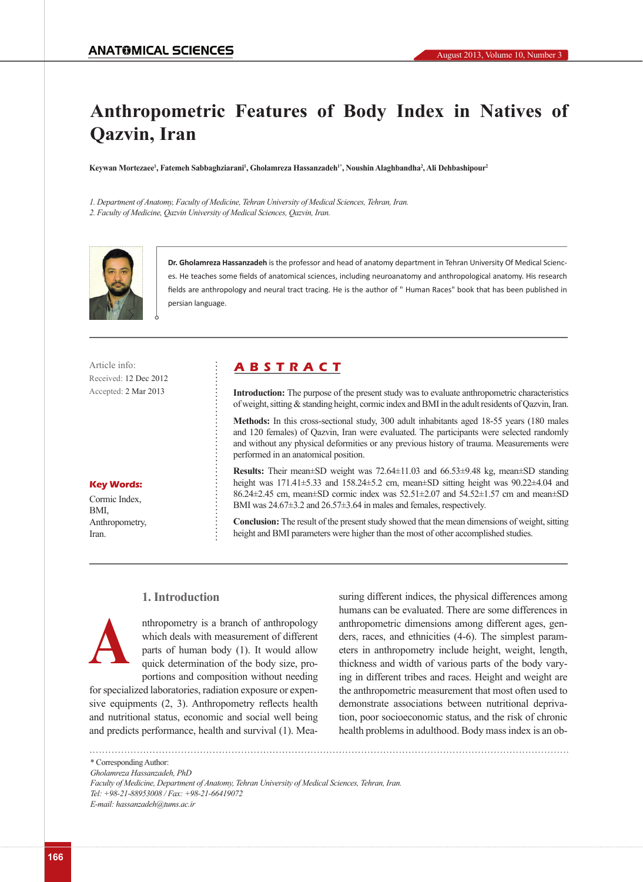# Anthropometric Features of Body Index in Natives of Qazvin, Iran

Keywan Mortezaee[1], Fatemeh Sabbaghziarani[1], Gholamreza Hassanzadeh[1*], Noushin Alaghbandha[2], Ali Dehbashipour[2]

*1. Department of Anatomy, Faculty of Medicine, Tehran University of Medical Sciences, Tehran, Iran.*
*2. Faculty of Medicine, Qazvin University of Medical Sciences, Qazvin, Iran.*

**Dr. Gholamreza Hassanzadeh** is the professor and head of anatomy department in Tehran University Of Medical Sciences. He teaches some fields of anatomical sciences, including neuroanatomy and anthropological anatomy. His research fields are anthropology and neural tract tracing. He is the author of " Human Races" book that has been published in persian language.

Article info:
Received: 12 Dec 2012
Accepted: 2 Mar 2013

**Key Words:**
Cormic Index,
BMI,
Anthropometry,
Iran.

## ABSTRACT

**Introduction:** The purpose of the present study was to evaluate anthropometric characteristics of weight, sitting & standing height, cormic index and BMI in the adult residents of Qazvin, Iran.

**Methods:** In this cross-sectional study, 300 adult inhabitants aged 18-55 years (180 males and 120 females) of Qazvin, Iran were evaluated. The participants were selected randomly and without any physical deformities or any previous history of trauma. Measurements were performed in an anatomical position.

**Results:** Their mean±SD weight was 72.64±11.03 and 66.53±9.48 kg, mean±SD standing height was 171.41±5.33 and 158.24±5.2 cm, mean±SD sitting height was 90.22±4.04 and 86.24±2.45 cm, mean±SD cormic index was 52.51±2.07 and 54.52±1.57 cm and mean±SD BMI was 24.67±3.2 and 26.57±3.64 in males and females, respectively.

**Conclusion:** The result of the present study showed that the mean dimensions of weight, sitting height and BMI parameters were higher than the most of other accomplished studies.

## 1. Introduction

Anthropometry is a branch of anthropology which deals with measurement of different parts of human body (1). It would allow quick determination of the body size, proportions and composition without needing for specialized laboratories, radiation exposure or expensive equipments (2, 3). Anthropometry reflects health and nutritional status, economic and social well being and predicts performance, health and survival (1). Measuring different indices, the physical differences among humans can be evaluated. There are some differences in anthropometric dimensions among different ages, genders, races, and ethnicities (4-6). The simplest parameters in anthropometry include height, weight, length, thickness and width of various parts of the body varying in different tribes and races. Height and weight are the anthropometric measurement that most often used to demonstrate associations between nutritional deprivation, poor socioeconomic status, and the risk of chronic health problems in adulthood. Body mass index is an ob-

\* Corresponding Author:
*Gholamreza Hassanzadeh, PhD*
*Faculty of Medicine, Department of Anatomy, Tehran University of Medical Sciences, Tehran, Iran.*
*Tel: +98-21-88953008 / Fax: +98-21-66419072*
*E-mail: hassanzadeh@tums.ac.ir*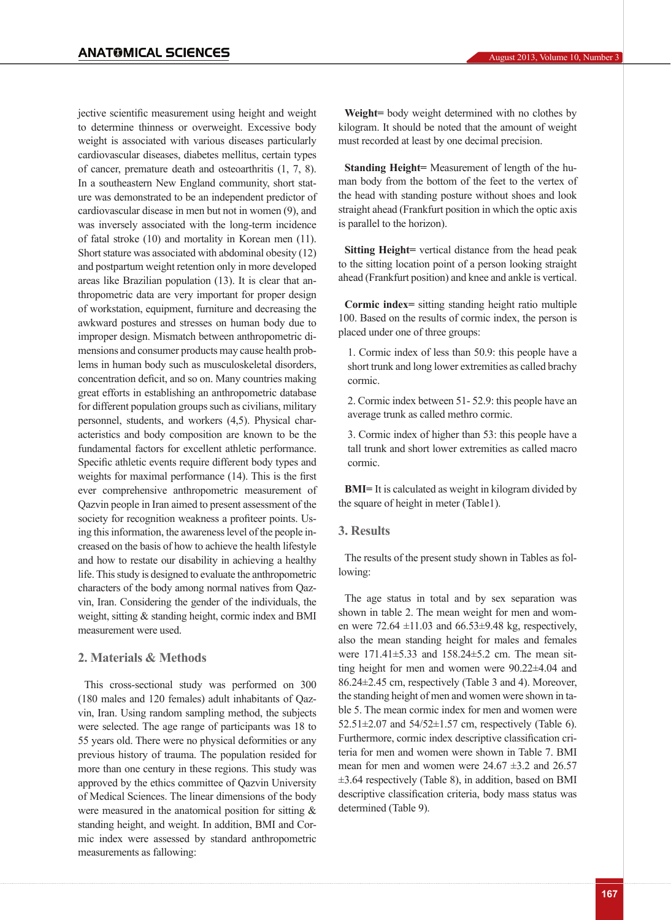jective scientific measurement using height and weight to determine thinness or overweight. Excessive body weight is associated with various diseases particularly cardiovascular diseases, diabetes mellitus, certain types of cancer, premature death and osteoarthritis (1, 7, 8). In a southeastern New England community, short stature was demonstrated to be an independent predictor of cardiovascular disease in men but not in women (9), and was inversely associated with the long-term incidence of fatal stroke (10) and mortality in Korean men (11). Short stature was associated with abdominal obesity (12) and postpartum weight retention only in more developed areas like Brazilian population (13). It is clear that anthropometric data are very important for proper design of workstation, equipment, furniture and decreasing the awkward postures and stresses on human body due to improper design. Mismatch between anthropometric dimensions and consumer products may cause health problems in human body such as musculoskeletal disorders, concentration deficit, and so on. Many countries making great efforts in establishing an anthropometric database for different population groups such as civilians, military personnel, students, and workers (4,5). Physical characteristics and body composition are known to be the fundamental factors for excellent athletic performance. Specific athletic events require different body types and weights for maximal performance (14). This is the first ever comprehensive anthropometric measurement of Qazvin people in Iran aimed to present assessment of the society for recognition weakness a profiteer points. Using this information, the awareness level of the people increased on the basis of how to achieve the health lifestyle and how to restate our disability in achieving a healthy life. This study is designed to evaluate the anthropometric characters of the body among normal natives from Qazvin, Iran. Considering the gender of the individuals, the weight, sitting & standing height, cormic index and BMI measurement were used.

## 2. Materials & Methods

This cross-sectional study was performed on 300 (180 males and 120 females) adult inhabitants of Qazvin, Iran. Using random sampling method, the subjects were selected. The age range of participants was 18 to 55 years old. There were no physical deformities or any previous history of trauma. The population resided for more than one century in these regions. This study was approved by the ethics committee of Qazvin University of Medical Sciences. The linear dimensions of the body were measured in the anatomical position for sitting & standing height, and weight. In addition, BMI and Cormic index were assessed by standard anthropometric measurements as fallowing:

**Weight=** body weight determined with no clothes by kilogram. It should be noted that the amount of weight must recorded at least by one decimal precision.

**Standing Height=** Measurement of length of the human body from the bottom of the feet to the vertex of the head with standing posture without shoes and look straight ahead (Frankfurt position in which the optic axis is parallel to the horizon).

**Sitting Height=** vertical distance from the head peak to the sitting location point of a person looking straight ahead (Frankfurt position) and knee and ankle is vertical.

**Cormic index=** sitting standing height ratio multiple 100. Based on the results of cormic index, the person is placed under one of three groups:

1. Cormic index of less than 50.9: this people have a short trunk and long lower extremities as called brachy cormic.
2. Cormic index between 51- 52.9: this people have an average trunk as called methro cormic.
3. Cormic index of higher than 53: this people have a tall trunk and short lower extremities as called macro cormic.

**BMI=** It is calculated as weight in kilogram divided by the square of height in meter (Table1).

## 3. Results

The results of the present study shown in Tables as following:

The age status in total and by sex separation was shown in table 2. The mean weight for men and women were 72.64 ±11.03 and 66.53±9.48 kg, respectively, also the mean standing height for males and females were 171.41±5.33 and 158.24±5.2 cm. The mean sitting height for men and women were 90.22±4.04 and 86.24±2.45 cm, respectively (Table 3 and 4). Moreover, the standing height of men and women were shown in table 5. The mean cormic index for men and women were 52.51±2.07 and 54/52±1.57 cm, respectively (Table 6). Furthermore, cormic index descriptive classification criteria for men and women were shown in Table 7. BMI mean for men and women were 24.67 ±3.2 and 26.57 ±3.64 respectively (Table 8), in addition, based on BMI descriptive classification criteria, body mass status was determined (Table 9).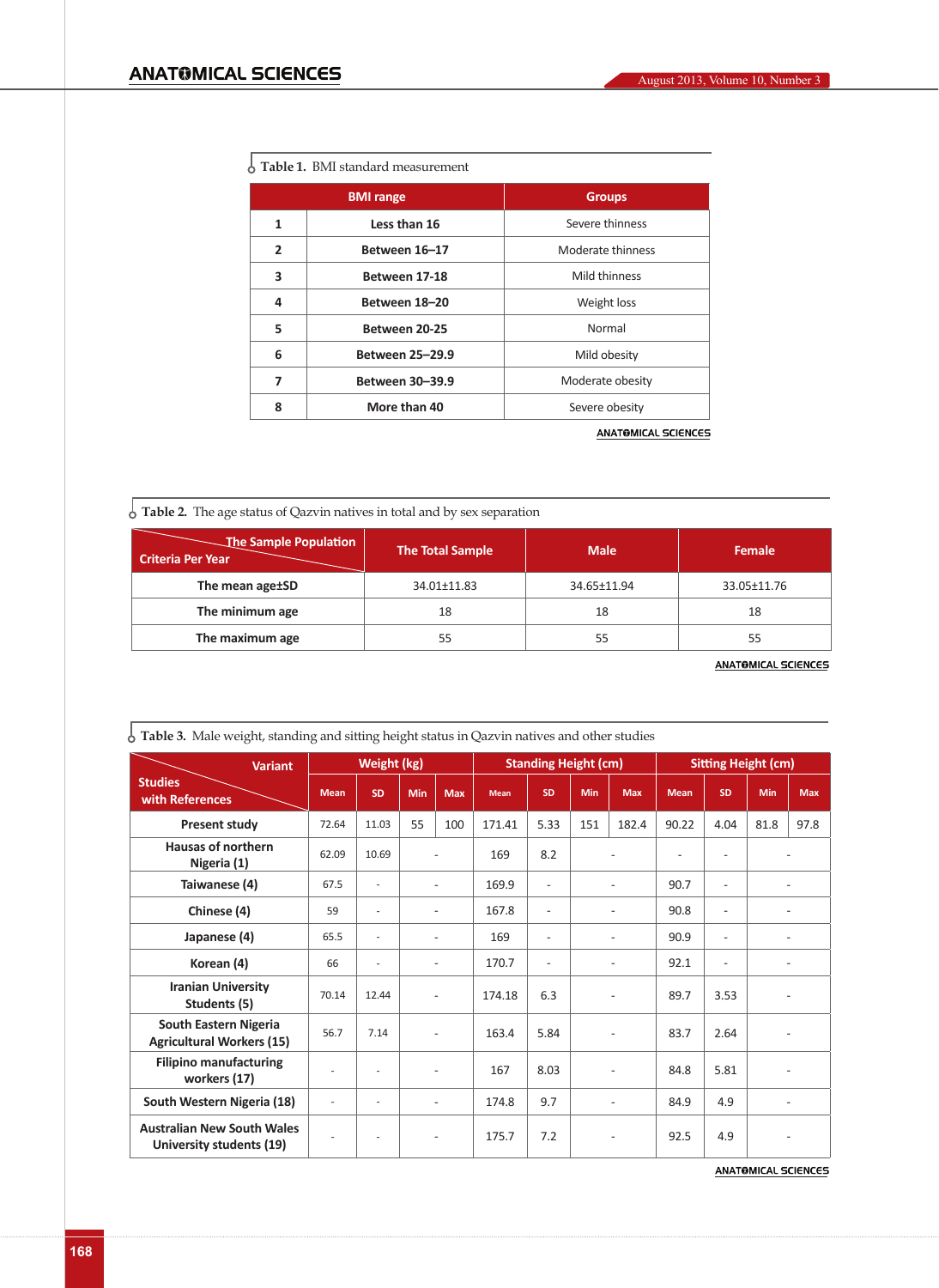**Table 1.** BMI standard measurement

| | BMI range | Groups |
|---|---|---|
| 1 | Less than 16 | Severe thinness |
| 2 | Between 16–17 | Moderate thinness |
| 3 | Between 17-18 | Mild thinness |
| 4 | Between 18–20 | Weight loss |
| 5 | Between 20-25 | Normal |
| 6 | Between 25–29.9 | Mild obesity |
| 7 | Between 30–39.9 | Moderate obesity |
| 8 | More than 40 | Severe obesity |

**Table 2.** The age status of Qazvin natives in total and by sex separation

| Criteria Per Year / The Sample Population | The Total Sample | Male | Female |
|---|---|---|---|
| The mean age±SD | 34.01±11.83 | 34.65±11.94 | 33.05±11.76 |
| The minimum age | 18 | 18 | 18 |
| The maximum age | 55 | 55 | 55 |

**Table 3.** Male weight, standing and sitting height status in Qazvin natives and other studies

| Studies with References / Variant | Weight (kg) | | | | Standing Height (cm) | | | | Sitting Height (cm) | | | |
|---|---|---|---|---|---|---|---|---|---|---|---|---|
| | Mean | SD | Min | Max | Mean | SD | Min | Max | Mean | SD | Min | Max |
| Present study | 72.64 | 11.03 | 55 | 100 | 171.41 | 5.33 | 151 | 182.4 | 90.22 | 4.04 | 81.8 | 97.8 |
| Hausas of northern Nigeria (1) | 62.09 | 10.69 | - | | 169 | 8.2 | - | | - | - | - | |
| Taiwanese (4) | 67.5 | - | - | | 169.9 | - | - | | 90.7 | - | - | |
| Chinese (4) | 59 | - | - | | 167.8 | - | - | | 90.8 | - | - | |
| Japanese (4) | 65.5 | - | - | | 169 | - | - | | 90.9 | - | - | |
| Korean (4) | 66 | - | - | | 170.7 | - | - | | 92.1 | - | - | |
| Iranian University Students (5) | 70.14 | 12.44 | - | | 174.18 | 6.3 | - | | 89.7 | 3.53 | - | |
| South Eastern Nigeria Agricultural Workers (15) | 56.7 | 7.14 | - | | 163.4 | 5.84 | - | | 83.7 | 2.64 | - | |
| Filipino manufacturing workers (17) | - | - | - | | 167 | 8.03 | - | | 84.8 | 5.81 | - | |
| South Western Nigeria (18) | - | - | - | | 174.8 | 9.7 | - | | 84.9 | 4.9 | - | |
| Australian New South Wales University students (19) | - | - | - | | 175.7 | 7.2 | - | | 92.5 | 4.9 | - | |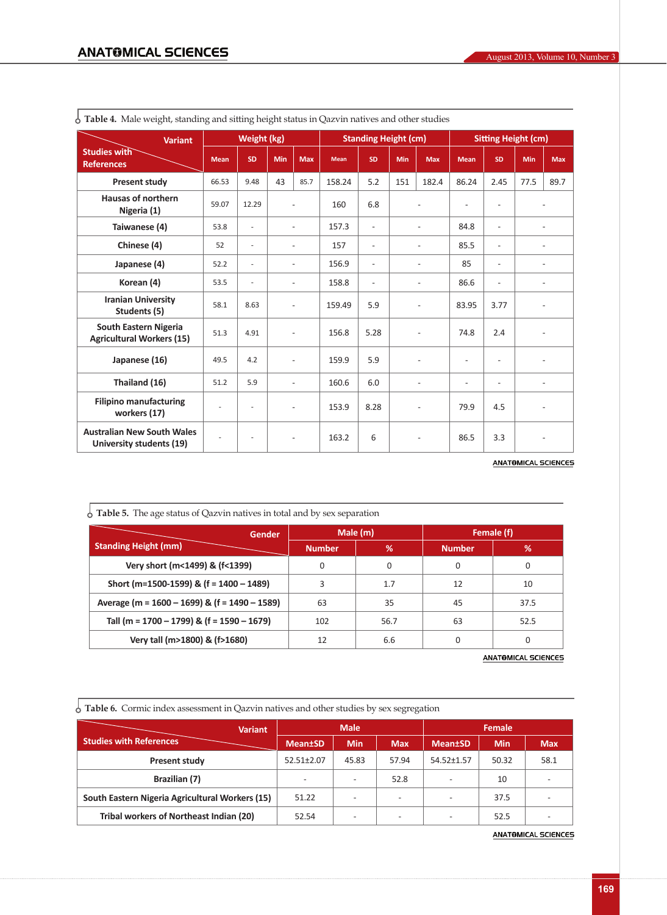**Table 4.** Male weight, standing and sitting height status in Qazvin natives and other studies

| Studies with References / Variant | Weight (kg) | | | | Standing Height (cm) | | | | Sitting Height (cm) | | | |
|---|---|---|---|---|---|---|---|---|---|---|---|---|
| | Mean | SD | Min | Max | Mean | SD | Min | Max | Mean | SD | Min | Max |
| Present study | 66.53 | 9.48 | 43 | 85.7 | 158.24 | 5.2 | 151 | 182.4 | 86.24 | 2.45 | 77.5 | 89.7 |
| Hausas of northern Nigeria (1) | 59.07 | 12.29 | - | | 160 | 6.8 | - | | - | - | - | |
| Taiwanese (4) | 53.8 | - | - | | 157.3 | - | - | | 84.8 | - | - | |
| Chinese (4) | 52 | - | - | | 157 | - | - | | 85.5 | - | - | |
| Japanese (4) | 52.2 | - | - | | 156.9 | - | - | | 85 | - | - | |
| Korean (4) | 53.5 | - | - | | 158.8 | - | - | | 86.6 | - | - | |
| Iranian University Students (5) | 58.1 | 8.63 | - | | 159.49 | 5.9 | - | | 83.95 | 3.77 | - | |
| South Eastern Nigeria Agricultural Workers (15) | 51.3 | 4.91 | - | | 156.8 | 5.28 | - | | 74.8 | 2.4 | - | |
| Japanese (16) | 49.5 | 4.2 | - | | 159.9 | 5.9 | - | | - | - | - | |
| Thailand (16) | 51.2 | 5.9 | - | | 160.6 | 6.0 | - | | - | - | - | |
| Filipino manufacturing workers (17) | - | - | - | | 153.9 | 8.28 | - | | 79.9 | 4.5 | - | |
| Australian New South Wales University students (19) | - | - | - | | 163.2 | 6 | - | | 86.5 | 3.3 | - | |

**Table 5.** The age status of Qazvin natives in total and by sex separation

| Standing Height (mm) / Gender | Male (m) | | Female (f) | |
|---|---|---|---|---|
| | Number | % | Number | % |
| Very short (m<1499) & (f<1399) | 0 | 0 | 0 | 0 |
| Short (m=1500-1599) & (f = 1400 – 1489) | 3 | 1.7 | 12 | 10 |
| Average (m = 1600 – 1699) & (f = 1490 – 1589) | 63 | 35 | 45 | 37.5 |
| Tall (m = 1700 – 1799) & (f = 1590 – 1679) | 102 | 56.7 | 63 | 52.5 |
| Very tall (m>1800) & (f>1680) | 12 | 6.6 | 0 | 0 |

**Table 6.** Cormic index assessment in Qazvin natives and other studies by sex segregation

| Studies with References / Variant | Male | | | Female | | |
|---|---|---|---|---|---|---|
| | Mean±SD | Min | Max | Mean±SD | Min | Max |
| Present study | 52.51±2.07 | 45.83 | 57.94 | 54.52±1.57 | 50.32 | 58.1 |
| Brazilian (7) | - | - | 52.8 | - | 10 | - |
| South Eastern Nigeria Agricultural Workers (15) | 51.22 | - | - | - | 37.5 | - |
| Tribal workers of Northeast Indian (20) | 52.54 | - | - | - | 52.5 | - |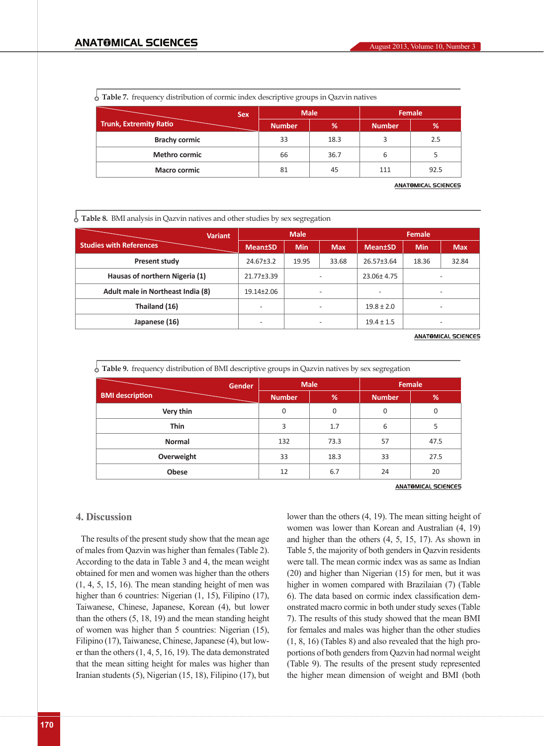**Table 7.** frequency distribution of cormic index descriptive groups in Qazvin natives

| Trunk, Extremity Ratio / Sex | Male | | Female | |
|---|---|---|---|---|
| | Number | % | Number | % |
| Brachy cormic | 33 | 18.3 | 3 | 2.5 |
| Methro cormic | 66 | 36.7 | 6 | 5 |
| Macro cormic | 81 | 45 | 111 | 92.5 |

ANATOMICAL SCIENCES

**Table 8.** BMI analysis in Qazvin natives and other studies by sex segregation

| Studies with References / Variant | Male | | | Female | | |
|---|---|---|---|---|---|---|
| | Mean±SD | Min | Max | Mean±SD | Min | Max |
| Present study | 24.67±3.2 | 19.95 | 33.68 | 26.57±3.64 | 18.36 | 32.84 |
| Hausas of northern Nigeria (1) | 21.77±3.39 | - | | 23.06± 4.75 | - | |
| Adult male in Northeast India (8) | 19.14±2.06 | - | | - | - | |
| Thailand (16) | - | - | | 19.8 ± 2.0 | - | |
| Japanese (16) | - | - | | 19.4 ± 1.5 | - | |

ANATOMICAL SCIENCES

**Table 9.** frequency distribution of BMI descriptive groups in Qazvin natives by sex segregation

| BMI description / Gender | Male | | Female | |
|---|---|---|---|---|
| | Number | % | Number | % |
| Very thin | 0 | 0 | 0 | 0 |
| Thin | 3 | 1.7 | 6 | 5 |
| Normal | 132 | 73.3 | 57 | 47.5 |
| Overweight | 33 | 18.3 | 33 | 27.5 |
| Obese | 12 | 6.7 | 24 | 20 |

ANATOMICAL SCIENCES

## 4. Discussion

The results of the present study show that the mean age of males from Qazvin was higher than females (Table 2). According to the data in Table 3 and 4, the mean weight obtained for men and women was higher than the others (1, 4, 5, 15, 16). The mean standing height of men was higher than 6 countries: Nigerian (1, 15), Filipino (17), Taiwanese, Chinese, Japanese, Korean (4), but lower than the others (5, 18, 19) and the mean standing height of women was higher than 5 countries: Nigerian (15), Filipino (17), Taiwanese, Chinese, Japanese (4), but lower than the others (1, 4, 5, 16, 19). The data demonstrated that the mean sitting height for males was higher than Iranian students (5), Nigerian (15, 18), Filipino (17), but lower than the others (4, 19). The mean sitting height of women was lower than Korean and Australian (4, 19) and higher than the others (4, 5, 15, 17). As shown in Table 5, the majority of both genders in Qazvin residents were tall. The mean cormic index was as same as Indian (20) and higher than Nigerian (15) for men, but it was higher in women compared with Brazilaian (7) (Table 6). The data based on cormic index classification demonstrated macro cormic in both under study sexes (Table 7). The results of this study showed that the mean BMI for females and males was higher than the other studies (1, 8, 16) (Tables 8) and also revealed that the high proportions of both genders from Qazvin had normal weight (Table 9). The results of the present study represented the higher mean dimension of weight and BMI (both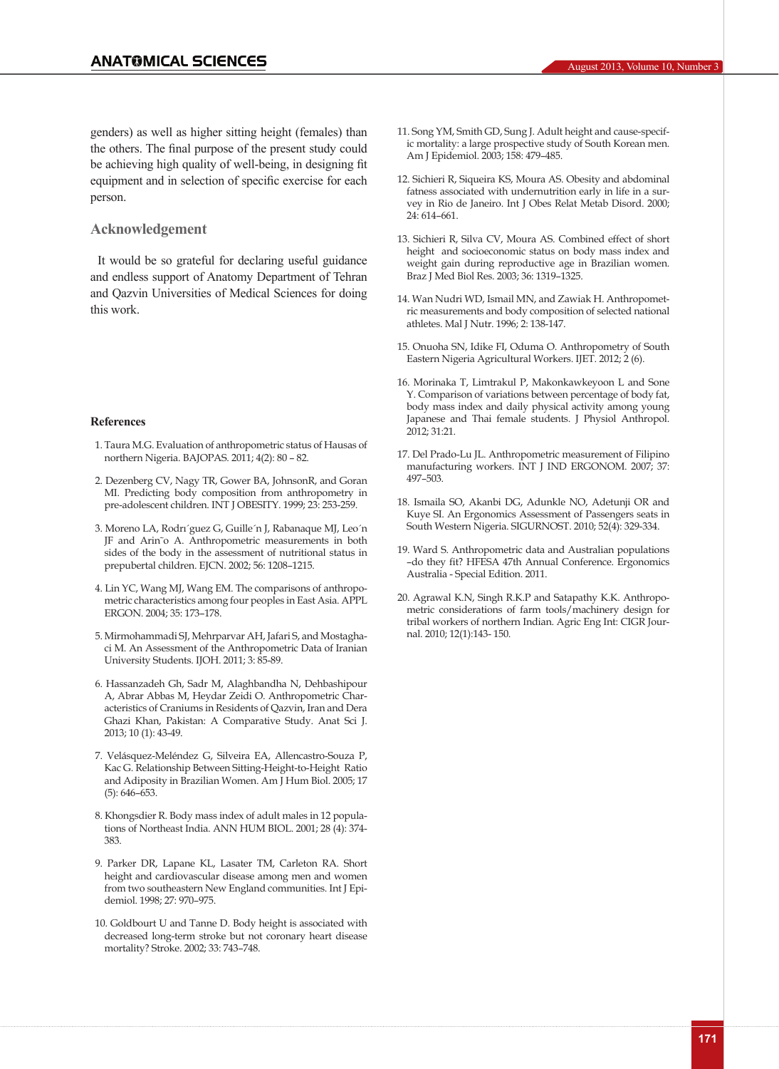genders) as well as higher sitting height (females) than the others. The final purpose of the present study could be achieving high quality of well-being, in designing fit equipment and in selection of specific exercise for each person.

## Acknowledgement

It would be so grateful for declaring useful guidance and endless support of Anatomy Department of Tehran and Qazvin Universities of Medical Sciences for doing this work.

## References

1. Taura M.G. Evaluation of anthropometric status of Hausas of northern Nigeria. BAJOPAS. 2011; 4(2): 80 – 82.
2. Dezenberg CV, Nagy TR, Gower BA, JohnsonR, and Goran MI. Predicting body composition from anthropometry in pre-adolescent children. INT J OBESITY. 1999; 23: 253-259.
3. Moreno LA, Rodrı´guez G, Guille´n J, Rabanaque MJ, Leo´n JF and Arin˜o A. Anthropometric measurements in both sides of the body in the assessment of nutritional status in prepubertal children. EJCN. 2002; 56: 1208–1215.
4. Lin YC, Wang MJ, Wang EM. The comparisons of anthropometric characteristics among four peoples in East Asia. APPL ERGON. 2004; 35: 173–178.
5. Mirmohammadi SJ, Mehrparvar AH, Jafari S, and Mostaghaci M. An Assessment of the Anthropometric Data of Iranian University Students. IJOH. 2011; 3: 85-89.
6. Hassanzadeh Gh, Sadr M, Alaghbandha N, Dehbashipour A, Abrar Abbas M, Heydar Zeidi O. Anthropometric Characteristics of Craniums in Residents of Qazvin, Iran and Dera Ghazi Khan, Pakistan: A Comparative Study. Anat Sci J. 2013; 10 (1): 43-49.
7. Velásquez-Meléndez G, Silveira EA, Allencastro-Souza P, Kac G. Relationship Between Sitting-Height-to-Height Ratio and Adiposity in Brazilian Women. Am J Hum Biol. 2005; 17 (5): 646–653.
8. Khongsdier R. Body mass index of adult males in 12 populations of Northeast India. ANN HUM BIOL. 2001; 28 (4): 374-383.
9. Parker DR, Lapane KL, Lasater TM, Carleton RA. Short height and cardiovascular disease among men and women from two southeastern New England communities. Int J Epidemiol. 1998; 27: 970–975.
10. Goldbourt U and Tanne D. Body height is associated with decreased long-term stroke but not coronary heart disease mortality? Stroke. 2002; 33: 743–748.
11. Song YM, Smith GD, Sung J. Adult height and cause-specific mortality: a large prospective study of South Korean men. Am J Epidemiol. 2003; 158: 479–485.
12. Sichieri R, Siqueira KS, Moura AS. Obesity and abdominal fatness associated with undernutrition early in life in a survey in Rio de Janeiro. Int J Obes Relat Metab Disord. 2000; 24: 614–661.
13. Sichieri R, Silva CV, Moura AS. Combined effect of short height and socioeconomic status on body mass index and weight gain during reproductive age in Brazilian women. Braz J Med Biol Res. 2003; 36: 1319–1325.
14. Wan Nudri WD, Ismail MN, and Zawiak H. Anthropometric measurements and body composition of selected national athletes. Mal J Nutr. 1996; 2: 138-147.
15. Onuoha SN, Idike FI, Oduma O. Anthropometry of South Eastern Nigeria Agricultural Workers. IJET. 2012; 2 (6).
16. Morinaka T, Limtrakul P, Makonkawkeyoon L and Sone Y. Comparison of variations between percentage of body fat, body mass index and daily physical activity among young Japanese and Thai female students. J Physiol Anthropol. 2012; 31:21.
17. Del Prado-Lu JL. Anthropometric measurement of Filipino manufacturing workers. INT J IND ERGONOM. 2007; 37: 497–503.
18. Ismaila SO, Akanbi DG, Adunkle NO, Adetunji OR and Kuye SI. An Ergonomics Assessment of Passengers seats in South Western Nigeria. SIGURNOST. 2010; 52(4): 329-334.
19. Ward S. Anthropometric data and Australian populations –do they fit? HFESA 47th Annual Conference. Ergonomics Australia - Special Edition. 2011.
20. Agrawal K.N, Singh R.K.P and Satapathy K.K. Anthropometric considerations of farm tools/machinery design for tribal workers of northern Indian. Agric Eng Int: CIGR Journal. 2010; 12(1):143- 150.